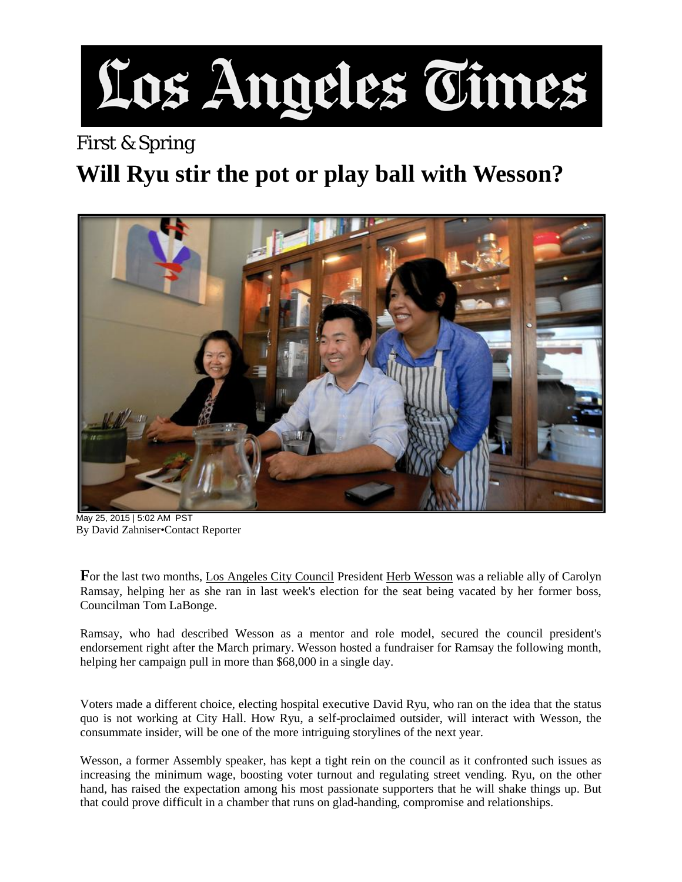# Los Angeles Times

First & Spring

## Will Ryu stir the pot or play ball with Wesson?

May 25, 2015 | 5:02 AM PST
By David Zahniser•Contact Reporter

For the last two months, Los Angeles City Council President Herb Wesson was a reliable ally of Carolyn Ramsay, helping her as she ran in last week's election for the seat being vacated by her former boss, Councilman Tom LaBonge.

Ramsay, who had described Wesson as a mentor and role model, secured the council president's endorsement right after the March primary. Wesson hosted a fundraiser for Ramsay the following month, helping her campaign pull in more than $68,000 in a single day.

Voters made a different choice, electing hospital executive David Ryu, who ran on the idea that the status quo is not working at City Hall. How Ryu, a self-proclaimed outsider, will interact with Wesson, the consummate insider, will be one of the more intriguing storylines of the next year.

Wesson, a former Assembly speaker, has kept a tight rein on the council as it confronted such issues as increasing the minimum wage, boosting voter turnout and regulating street vending. Ryu, on the other hand, has raised the expectation among his most passionate supporters that he will shake things up. But that could prove difficult in a chamber that runs on glad-handing, compromise and relationships.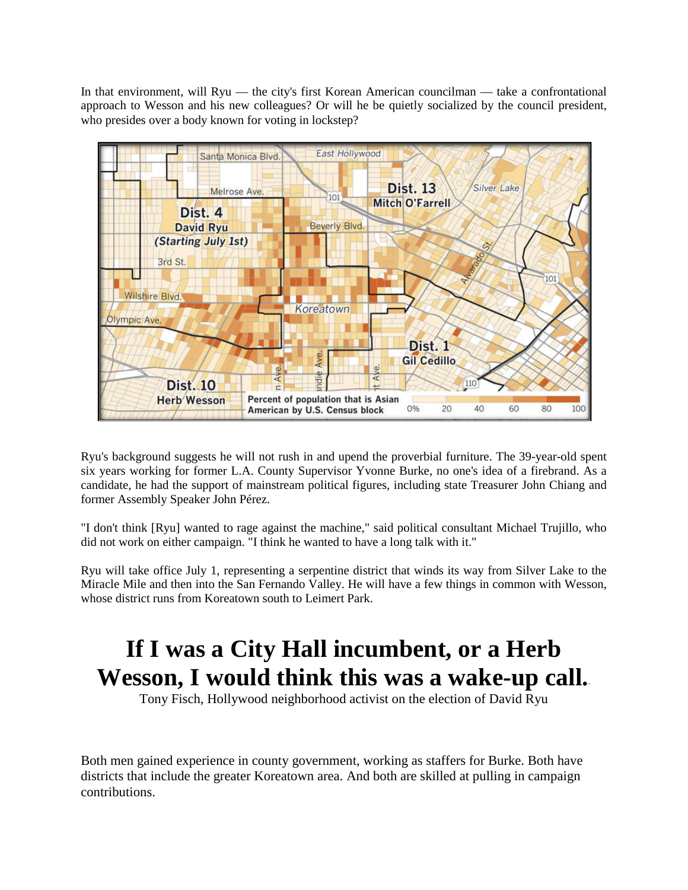In that environment, will Ryu — the city's first Korean American councilman — take a confrontational approach to Wesson and his new colleagues? Or will he be quietly socialized by the council president, who presides over a body known for voting in lockstep?

Ryu's background suggests he will not rush in and upend the proverbial furniture. The 39-year-old spent six years working for former L.A. County Supervisor Yvonne Burke, no one's idea of a firebrand. As a candidate, he had the support of mainstream political figures, including state Treasurer John Chiang and former Assembly Speaker John Pérez.

"I don't think [Ryu] wanted to rage against the machine," said political consultant Michael Trujillo, who did not work on either campaign. "I think he wanted to have a long talk with it."

Ryu will take office July 1, representing a serpentine district that winds its way from Silver Lake to the Miracle Mile and then into the San Fernando Valley. He will have a few things in common with Wesson, whose district runs from Koreatown south to Leimert Park.

# If I was a City Hall incumbent, or a Herb Wesson, I would think this was a wake-up call.

Tony Fisch, Hollywood neighborhood activist on the election of David Ryu

Both men gained experience in county government, working as staffers for Burke. Both have districts that include the greater Koreatown area. And both are skilled at pulling in campaign contributions.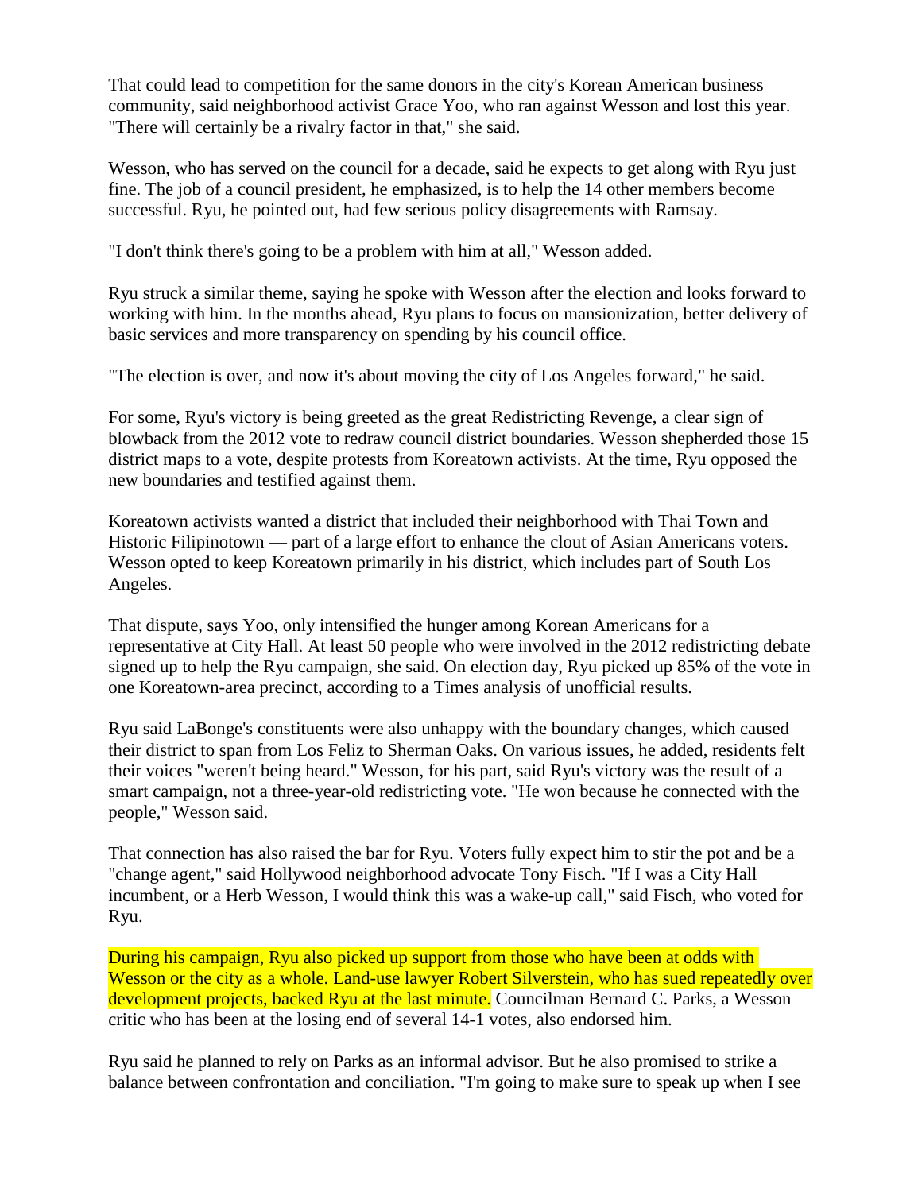That could lead to competition for the same donors in the city's Korean American business community, said neighborhood activist Grace Yoo, who ran against Wesson and lost this year. "There will certainly be a rivalry factor in that," she said.

Wesson, who has served on the council for a decade, said he expects to get along with Ryu just fine. The job of a council president, he emphasized, is to help the 14 other members become successful. Ryu, he pointed out, had few serious policy disagreements with Ramsay.

"I don't think there's going to be a problem with him at all," Wesson added.

Ryu struck a similar theme, saying he spoke with Wesson after the election and looks forward to working with him. In the months ahead, Ryu plans to focus on mansionization, better delivery of basic services and more transparency on spending by his council office.

"The election is over, and now it's about moving the city of Los Angeles forward," he said.

For some, Ryu's victory is being greeted as the great Redistricting Revenge, a clear sign of blowback from the 2012 vote to redraw council district boundaries. Wesson shepherded those 15 district maps to a vote, despite protests from Koreatown activists. At the time, Ryu opposed the new boundaries and testified against them.

Koreatown activists wanted a district that included their neighborhood with Thai Town and Historic Filipinotown — part of a large effort to enhance the clout of Asian Americans voters. Wesson opted to keep Koreatown primarily in his district, which includes part of South Los Angeles.

That dispute, says Yoo, only intensified the hunger among Korean Americans for a representative at City Hall. At least 50 people who were involved in the 2012 redistricting debate signed up to help the Ryu campaign, she said. On election day, Ryu picked up 85% of the vote in one Koreatown-area precinct, according to a Times analysis of unofficial results.

Ryu said LaBonge's constituents were also unhappy with the boundary changes, which caused their district to span from Los Feliz to Sherman Oaks. On various issues, he added, residents felt their voices "weren't being heard." Wesson, for his part, said Ryu's victory was the result of a smart campaign, not a three-year-old redistricting vote. "He won because he connected with the people," Wesson said.

That connection has also raised the bar for Ryu. Voters fully expect him to stir the pot and be a "change agent," said Hollywood neighborhood advocate Tony Fisch. "If I was a City Hall incumbent, or a Herb Wesson, I would think this was a wake-up call," said Fisch, who voted for Ryu.

During his campaign, Ryu also picked up support from those who have been at odds with Wesson or the city as a whole. Land-use lawyer Robert Silverstein, who has sued repeatedly over development projects, backed Ryu at the last minute. Councilman Bernard C. Parks, a Wesson critic who has been at the losing end of several 14-1 votes, also endorsed him.

Ryu said he planned to rely on Parks as an informal advisor. But he also promised to strike a balance between confrontation and conciliation. "I'm going to make sure to speak up when I see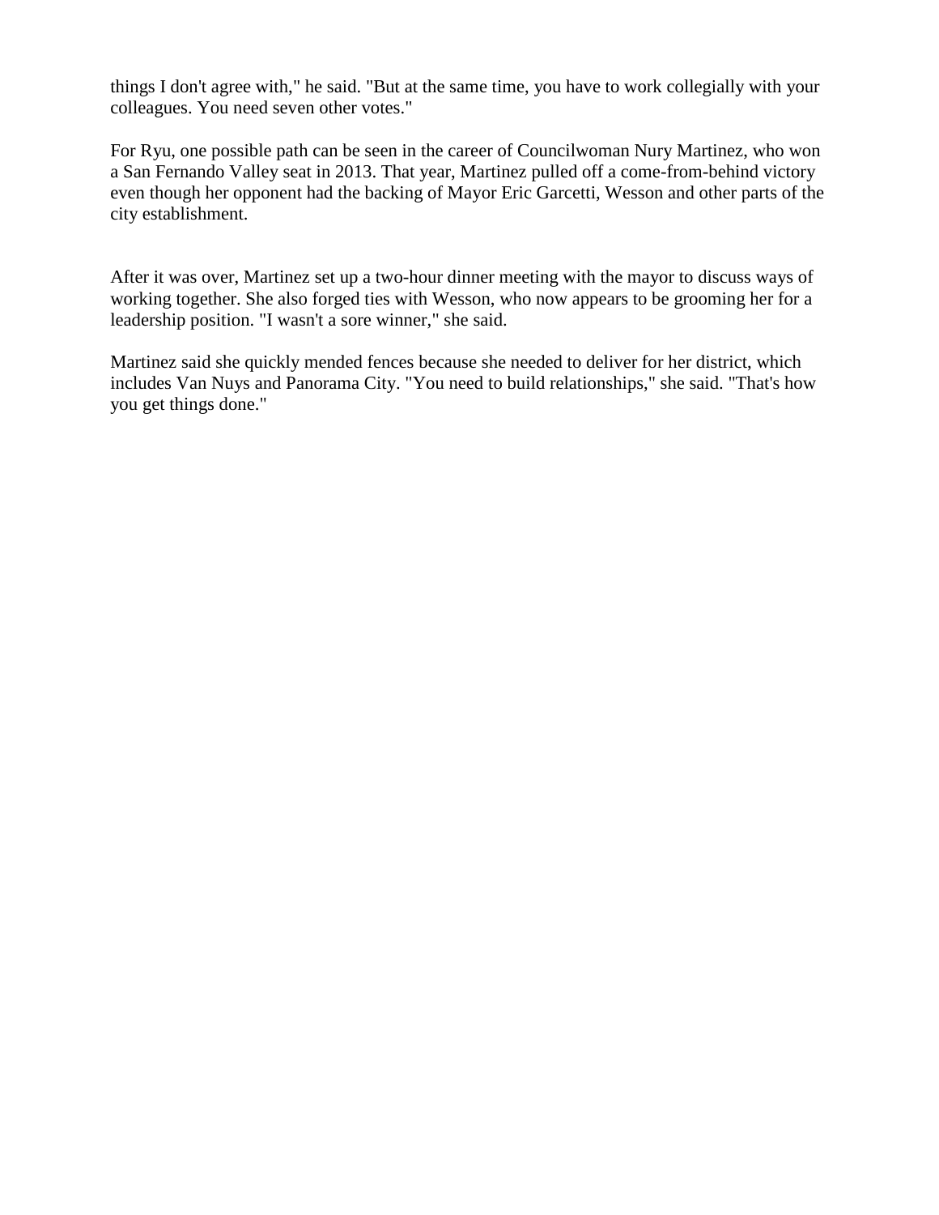things I don't agree with," he said. "But at the same time, you have to work collegially with your colleagues. You need seven other votes."

For Ryu, one possible path can be seen in the career of Councilwoman Nury Martinez, who won a San Fernando Valley seat in 2013. That year, Martinez pulled off a come-from-behind victory even though her opponent had the backing of Mayor Eric Garcetti, Wesson and other parts of the city establishment.

After it was over, Martinez set up a two-hour dinner meeting with the mayor to discuss ways of working together. She also forged ties with Wesson, who now appears to be grooming her for a leadership position. "I wasn't a sore winner," she said.

Martinez said she quickly mended fences because she needed to deliver for her district, which includes Van Nuys and Panorama City. "You need to build relationships," she said. "That's how you get things done."